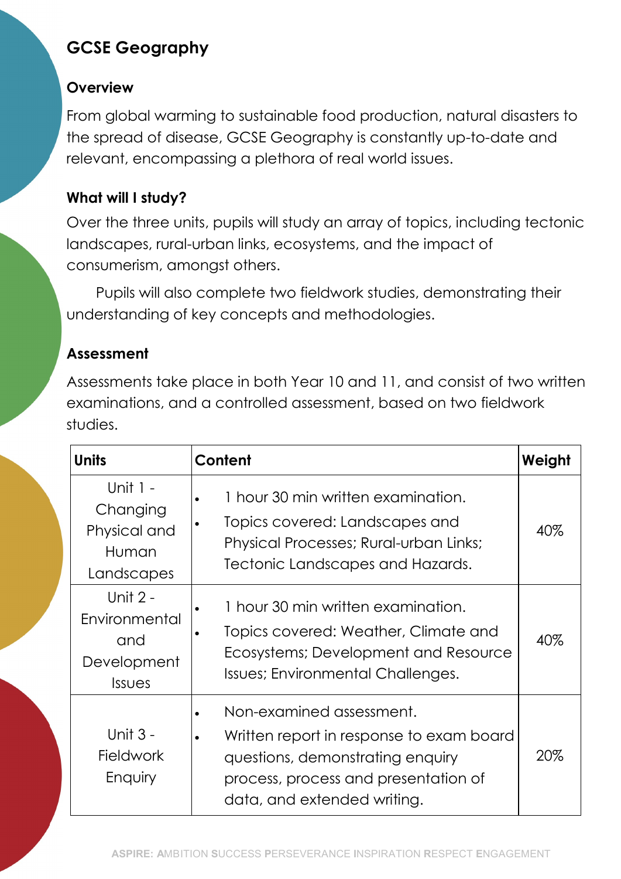# GCSE Geography

## Overview

From global warming to sustainable food production, natural disasters to the spread of disease, GCSE Geography is constantly up-to-date and relevant, encompassing a plethora of real world issues.

## What will I study?

Over the three units, pupils will study an array of topics, including tectonic landscapes, rural-urban links, ecosystems, and the impact of consumerism, amongst others.

Pupils will also complete two fieldwork studies, demonstrating their understanding of key concepts and methodologies.

## Assessment

Assessments take place in both Year 10 and 11, and consist of two written examinations, and a controlled assessment, based on two fieldwork studies.

| Units | Content | Weight |
|---|---|---|
| Unit 1 - Changing Physical and Human Landscapes | • 1 hour 30 min written examination.<br>• Topics covered: Landscapes and Physical Processes; Rural-urban Links; Tectonic Landscapes and Hazards. | 40% |
| Unit 2 - Environmental and Development Issues | • 1 hour 30 min written examination.<br>• Topics covered: Weather, Climate and Ecosystems; Development and Resource Issues; Environmental Challenges. | 40% |
| Unit 3 - Fieldwork Enquiry | • Non-examined assessment.<br>• Written report in response to exam board questions, demonstrating enquiry process, process and presentation of data, and extended writing. | 20% |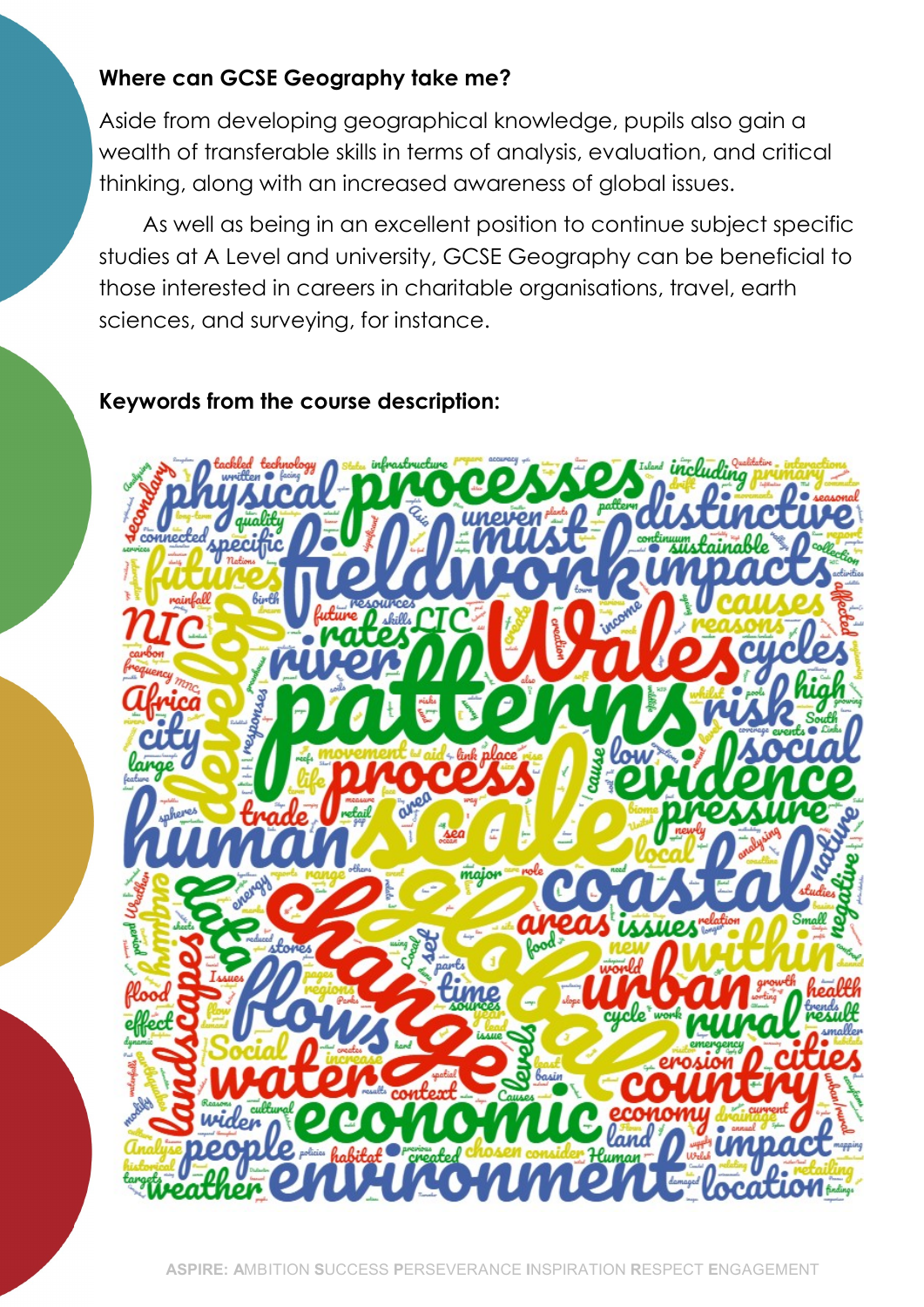**Where can GCSE Geography take me?**

Aside from developing geographical knowledge, pupils also gain a wealth of transferable skills in terms of analysis, evaluation, and critical thinking, along with an increased awareness of global issues.

As well as being in an excellent position to continue subject specific studies at A Level and university, GCSE Geography can be beneficial to those interested in careers in charitable organisations, travel, earth sciences, and surveying, for instance.

**Keywords from the course description:**